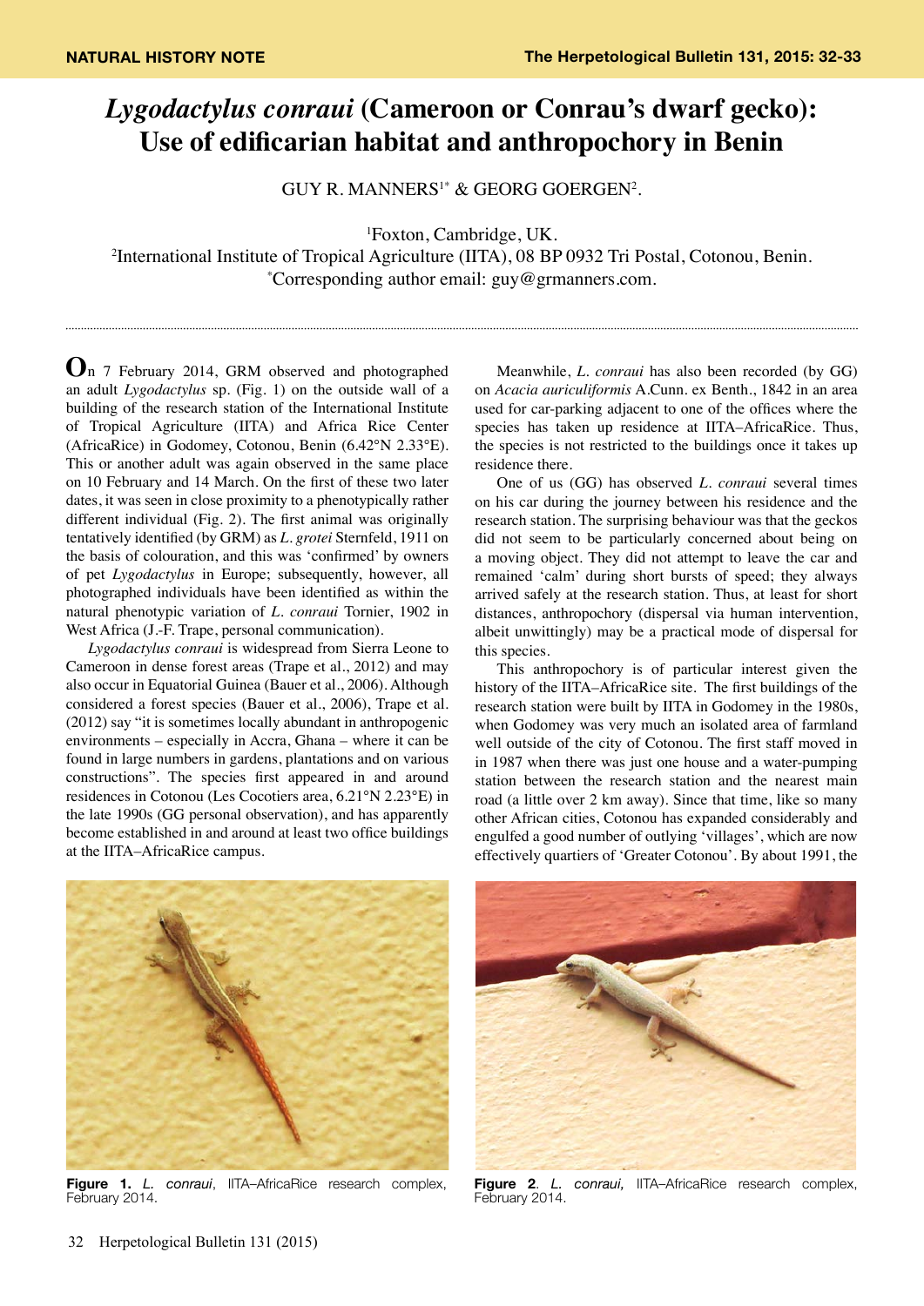NATURAL HISTORY NOTE

# *Lygodactylus conraui* (Cameroon or Conrau's dwarf gecko): Use of edificarian habitat and anthropochory in Benin

GUY R. MANNERS[1*] & GEORG GOERGEN[2].

[1]Foxton, Cambridge, UK.
[2]International Institute of Tropical Agriculture (IITA), 08 BP 0932 Tri Postal, Cotonou, Benin.
[*]Corresponding author email: guy@grmanners.com.

On 7 February 2014, GRM observed and photographed an adult *Lygodactylus* sp. (Fig. 1) on the outside wall of a building of the research station of the International Institute of Tropical Agriculture (IITA) and Africa Rice Center (AfricaRice) in Godomey, Cotonou, Benin (6.42°N 2.33°E). This or another adult was again observed in the same place on 10 February and 14 March. On the first of these two later dates, it was seen in close proximity to a phenotypically rather different individual (Fig. 2). The first animal was originally tentatively identified (by GRM) as *L. grotei* Sternfeld, 1911 on the basis of colouration, and this was 'confirmed' by owners of pet *Lygodactylus* in Europe; subsequently, however, all photographed individuals have been identified as within the natural phenotypic variation of *L. conraui* Tornier, 1902 in West Africa (J.-F. Trape, personal communication).

*Lygodactylus conraui* is widespread from Sierra Leone to Cameroon in dense forest areas (Trape et al., 2012) and may also occur in Equatorial Guinea (Bauer et al., 2006). Although considered a forest species (Bauer et al., 2006), Trape et al. (2012) say "it is sometimes locally abundant in anthropogenic environments – especially in Accra, Ghana – where it can be found in large numbers in gardens, plantations and on various constructions". The species first appeared in and around residences in Cotonou (Les Cocotiers area, 6.21°N 2.23°E) in the late 1990s (GG personal observation), and has apparently become established in and around at least two office buildings at the IITA–AfricaRice campus.

Meanwhile, *L. conraui* has also been recorded (by GG) on *Acacia auriculiformis* A.Cunn. ex Benth., 1842 in an area used for car-parking adjacent to one of the offices where the species has taken up residence at IITA–AfricaRice. Thus, the species is not restricted to the buildings once it takes up residence there.

One of us (GG) has observed *L. conraui* several times on his car during the journey between his residence and the research station. The surprising behaviour was that the geckos did not seem to be particularly concerned about being on a moving object. They did not attempt to leave the car and remained 'calm' during short bursts of speed; they always arrived safely at the research station. Thus, at least for short distances, anthropochory (dispersal via human intervention, albeit unwittingly) may be a practical mode of dispersal for this species.

This anthropochory is of particular interest given the history of the IITA–AfricaRice site. The first buildings of the research station were built by IITA in Godomey in the 1980s, when Godomey was very much an isolated area of farmland well outside of the city of Cotonou. The first staff moved in in 1987 when there was just one house and a water-pumping station between the research station and the nearest main road (a little over 2 km away). Since that time, like so many other African cities, Cotonou has expanded considerably and engulfed a good number of outlying 'villages', which are now effectively quarters of 'Greater Cotonou'. By about 1991, the

**Figure 1.** *L. conraui*, IITA–AfricaRice research complex, February 2014.

**Figure 2**. *L. conraui,* IITA–AfricaRice research complex, February 2014.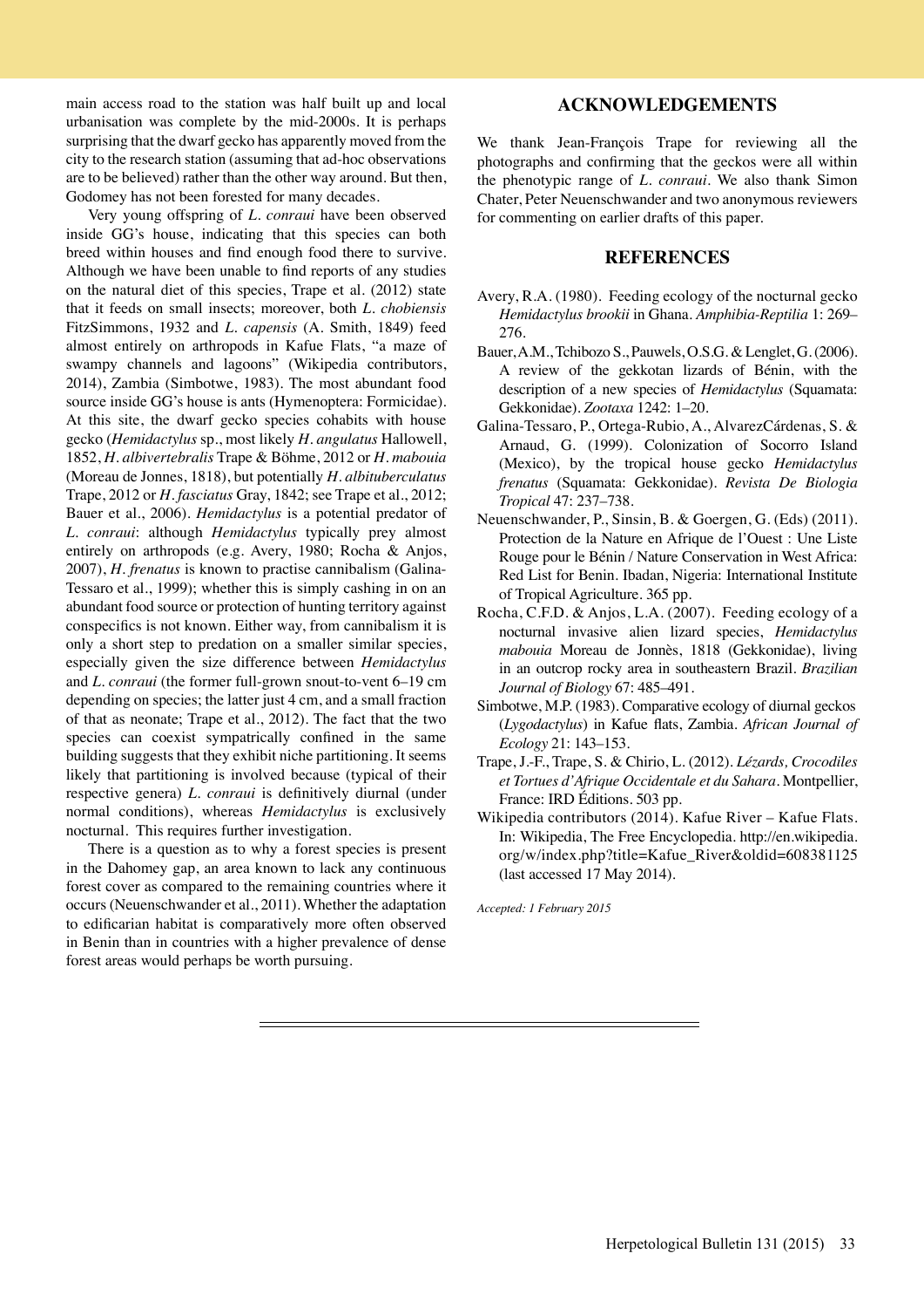main access road to the station was half built up and local urbanisation was complete by the mid-2000s. It is perhaps surprising that the dwarf gecko has apparently moved from the city to the research station (assuming that ad-hoc observations are to be believed) rather than the other way around. But then, Godomey has not been forested for many decades.

Very young offspring of *L. conraui* have been observed inside GG's house, indicating that this species can both breed within houses and find enough food there to survive. Although we have been unable to find reports of any studies on the natural diet of this species, Trape et al. (2012) state that it feeds on small insects; moreover, both *L. chobiensis* FitzSimmons, 1932 and *L. capensis* (A. Smith, 1849) feed almost entirely on arthropods in Kafue Flats, "a maze of swampy channels and lagoons" (Wikipedia contributors, 2014), Zambia (Simbotwe, 1983). The most abundant food source inside GG's house is ants (Hymenoptera: Formicidae). At this site, the dwarf gecko species cohabits with house gecko (*Hemidactylus* sp., most likely *H. angulatus* Hallowell, 1852, *H. albivertebralis* Trape & Böhme, 2012 or *H. mabouia* (Moreau de Jonnes, 1818), but potentially *H. albituberculatus* Trape, 2012 or *H. fasciatus* Gray, 1842; see Trape et al., 2012; Bauer et al., 2006). *Hemidactylus* is a potential predator of *L. conraui*: although *Hemidactylus* typically prey almost entirely on arthropods (e.g. Avery, 1980; Rocha & Anjos, 2007), *H. frenatus* is known to practise cannibalism (Galina-Tessaro et al., 1999); whether this is simply cashing in on an abundant food source or protection of hunting territory against conspecifics is not known. Either way, from cannibalism it is only a short step to predation on a smaller similar species, especially given the size difference between *Hemidactylus* and *L. conraui* (the former full-grown snout-to-vent 6–19 cm depending on species; the latter just 4 cm, and a small fraction of that as neonate; Trape et al., 2012). The fact that the two species can coexist sympatrically confined in the same building suggests that they exhibit niche partitioning. It seems likely that partitioning is involved because (typical of their respective genera) *L. conraui* is definitively diurnal (under normal conditions), whereas *Hemidactylus* is exclusively nocturnal. This requires further investigation.

There is a question as to why a forest species is present in the Dahomey gap, an area known to lack any continuous forest cover as compared to the remaining countries where it occurs (Neuenschwander et al., 2011). Whether the adaptation to edificarian habitat is comparatively more often observed in Benin than in countries with a higher prevalence of dense forest areas would perhaps be worth pursuing.

## ACKNOWLEDGEMENTS

We thank Jean-François Trape for reviewing all the photographs and confirming that the geckos were all within the phenotypic range of *L. conraui*. We also thank Simon Chater, Peter Neuenschwander and two anonymous reviewers for commenting on earlier drafts of this paper.

## REFERENCES

Avery, R.A. (1980). Feeding ecology of the nocturnal gecko *Hemidactylus brookii* in Ghana. *Amphibia-Reptilia* 1: 269–276.

Bauer, A.M., Tchibozo S., Pauwels, O.S.G. & Lenglet, G. (2006). A review of the gekkotan lizards of Bénin, with the description of a new species of *Hemidactylus* (Squamata: Gekkonidae). *Zootaxa* 1242: 1–20.

Galina-Tessaro, P., Ortega-Rubio, A., AlvarezCárdenas, S. & Arnaud, G. (1999). Colonization of Socorro Island (Mexico), by the tropical house gecko *Hemidactylus frenatus* (Squamata: Gekkonidae). *Revista De Biologia Tropical* 47: 237–738.

Neuenschwander, P., Sinsin, B. & Goergen, G. (Eds) (2011). Protection de la Nature en Afrique de l'Ouest : Une Liste Rouge pour le Bénin / Nature Conservation in West Africa: Red List for Benin. Ibadan, Nigeria: International Institute of Tropical Agriculture. 365 pp.

Rocha, C.F.D. & Anjos, L.A. (2007). Feeding ecology of a nocturnal invasive alien lizard species, *Hemidactylus mabouia* Moreau de Jonnès, 1818 (Gekkonidae), living in an outcrop rocky area in southeastern Brazil. *Brazilian Journal of Biology* 67: 485–491.

Simbotwe, M.P. (1983). Comparative ecology of diurnal geckos (*Lygodactylus*) in Kafue flats, Zambia. *African Journal of Ecology* 21: 143–153.

Trape, J.-F., Trape, S. & Chirio, L. (2012). *Lézards, Crocodiles et Tortues d'Afrique Occidentale et du Sahara*. Montpellier, France: IRD Éditions. 503 pp.

Wikipedia contributors (2014). Kafue River – Kafue Flats. In: Wikipedia, The Free Encyclopedia. http://en.wikipedia.org/w/index.php?title=Kafue_River&oldid=608381125 (last accessed 17 May 2014).

*Accepted: 1 February 2015*